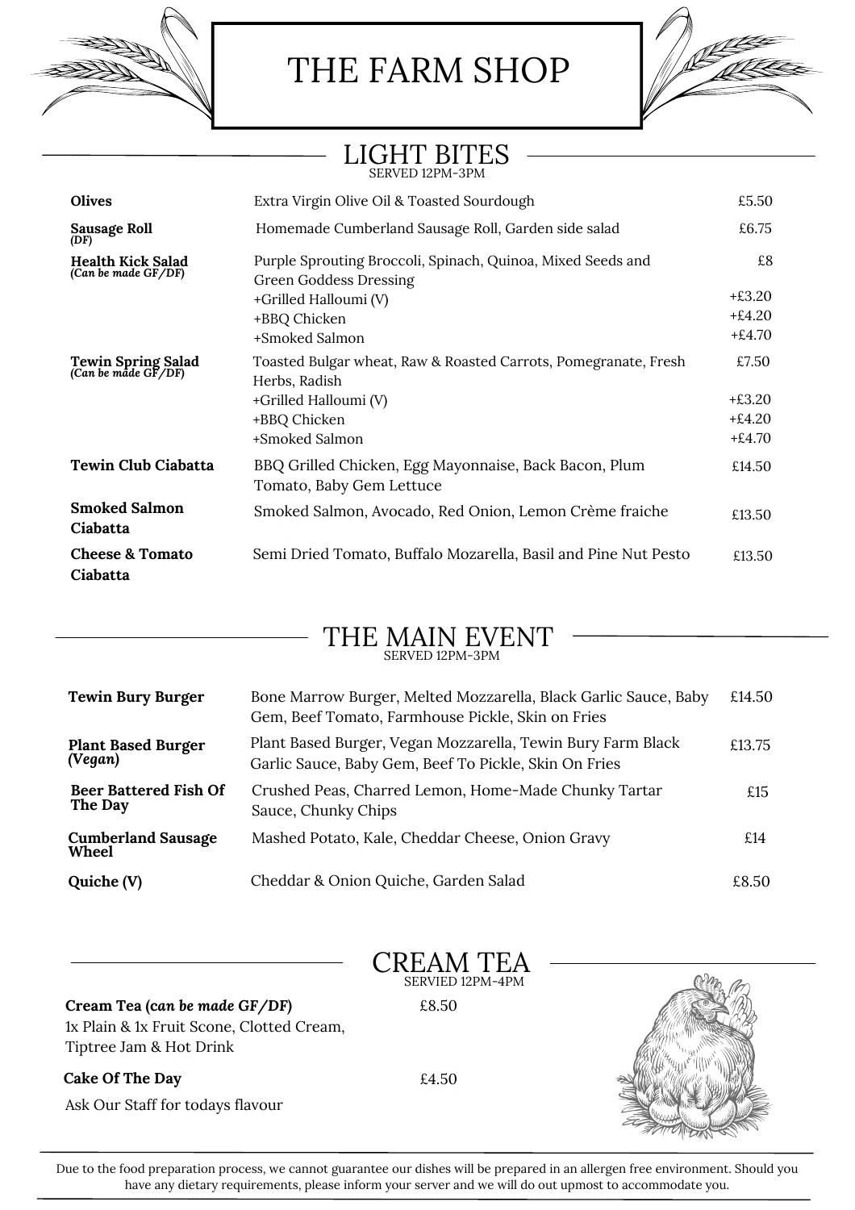# THE FARM SHOP

## LIGHT BITES

SERVED 12PM-3PM

| Item | Description | Price |
|---|---|---|
| **Olives** | Extra Virgin Olive Oil & Toasted Sourdough | £5.50 |
| **Sausage Roll** (DF) | Homemade Cumberland Sausage Roll, Garden side salad | £6.75 |
| **Health Kick Salad** *(Can be made GF/DF)* | Purple Sprouting Broccoli, Spinach, Quinoa, Mixed Seeds and Green Goddess Dressing | £8 |
| | +Grilled Halloumi (V) | +£3.20 |
| | +BBQ Chicken | +£4.20 |
| | +Smoked Salmon | +£4.70 |
| **Tewin Spring Salad** *(Can be made GF/DF)* | Toasted Bulgar wheat, Raw & Roasted Carrots, Pomegranate, Fresh Herbs, Radish | £7.50 |
| | +Grilled Halloumi (V) | +£3.20 |
| | +BBQ Chicken | +£4.20 |
| | +Smoked Salmon | +£4.70 |
| **Tewin Club Ciabatta** | BBQ Grilled Chicken, Egg Mayonnaise, Back Bacon, Plum Tomato, Baby Gem Lettuce | £14.50 |
| **Smoked Salmon Ciabatta** | Smoked Salmon, Avocado, Red Onion, Lemon Crème fraiche | £13.50 |
| **Cheese & Tomato Ciabatta** | Semi Dried Tomato, Buffalo Mozarella, Basil and Pine Nut Pesto | £13.50 |

## THE MAIN EVENT

SERVED 12PM-3PM

| Item | Description | Price |
|---|---|---|
| **Tewin Bury Burger** | Bone Marrow Burger, Melted Mozzarella, Black Garlic Sauce, Baby Gem, Beef Tomato, Farmhouse Pickle, Skin on Fries | £14.50 |
| **Plant Based Burger** *(Vegan)* | Plant Based Burger, Vegan Mozzarella, Tewin Bury Farm Black Garlic Sauce, Baby Gem, Beef To Pickle, Skin On Fries | £13.75 |
| **Beer Battered Fish Of The Day** | Crushed Peas, Charred Lemon, Home-Made Chunky Tartar Sauce, Chunky Chips | £15 |
| **Cumberland Sausage Wheel** | Mashed Potato, Kale, Cheddar Cheese, Onion Gravy | £14 |
| **Quiche (V)** | Cheddar & Onion Quiche, Garden Salad | £8.50 |

## CREAM TEA

SERVIED 12PM-4PM

**Cream Tea (*can be made GF/DF*)** £8.50

1x Plain & 1x Fruit Scone, Clotted Cream, Tiptree Jam & Hot Drink

**Cake Of The Day** £4.50

Ask Our Staff for todays flavour

---

Due to the food preparation process, we cannot guarantee our dishes will be prepared in an allergen free environment. Should you have any dietary requirements, please inform your server and we will do out upmost to accommodate you.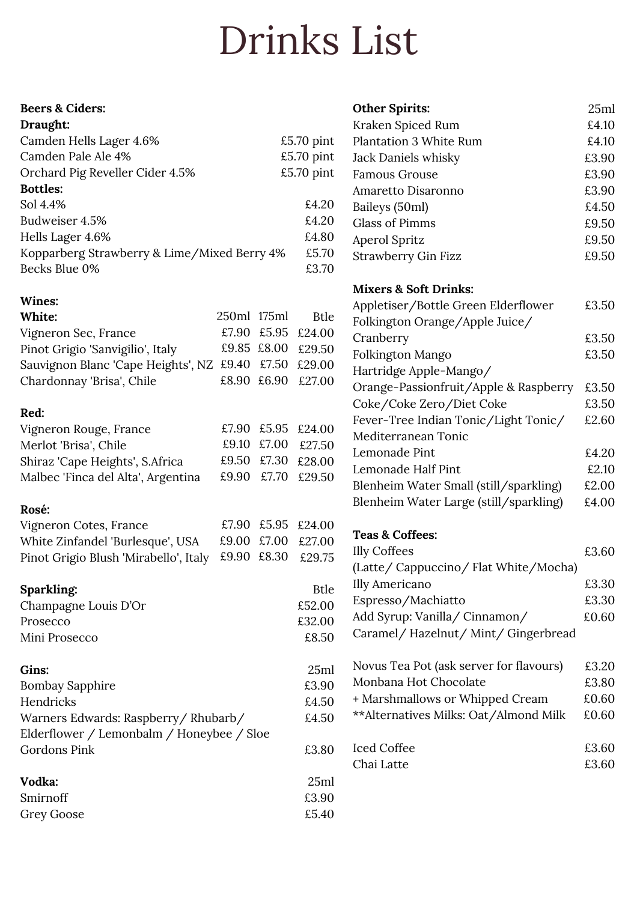# Drinks List

**Beers & Ciders:**

**Draught:**

| | |
|---|---|
| Camden Hells Lager 4.6% | £5.70 pint |
| Camden Pale Ale 4% | £5.70 pint |
| Orchard Pig Reveller Cider 4.5% | £5.70 pint |

**Bottles:**

| | |
|---|---|
| Sol 4.4% | £4.20 |
| Budweiser 4.5% | £4.20 |
| Hells Lager 4.6% | £4.80 |
| Kopparberg Strawberry & Lime/Mixed Berry 4% | £5.70 |
| Becks Blue 0% | £3.70 |

**Wines:**

| **White:** | 250ml | 175ml | Btle |
|---|---|---|---|
| Vigneron Sec, France | £7.90 | £5.95 | £24.00 |
| Pinot Grigio 'Sanvigilio', Italy | £9.85 | £8.00 | £29.50 |
| Sauvignon Blanc 'Cape Heights', NZ | £9.40 | £7.50 | £29.00 |
| Chardonnay 'Brisa', Chile | £8.90 | £6.90 | £27.00 |

| **Red:** | | | |
|---|---|---|---|
| Vigneron Rouge, France | £7.90 | £5.95 | £24.00 |
| Merlot 'Brisa', Chile | £9.10 | £7.00 | £27.50 |
| Shiraz 'Cape Heights', S.Africa | £9.50 | £7.30 | £28.00 |
| Malbec 'Finca del Alta', Argentina | £9.90 | £7.70 | £29.50 |

| **Rosé:** | | | |
|---|---|---|---|
| Vigneron Cotes, France | £7.90 | £5.95 | £24.00 |
| White Zinfandel 'Burlesque', USA | £9.00 | £7.00 | £27.00 |
| Pinot Grigio Blush 'Mirabello', Italy | £9.90 | £8.30 | £29.75 |

| **Sparkling:** | Btle |
|---|---|
| Champagne Louis D'Or | £52.00 |
| Prosecco | £32.00 |
| Mini Prosecco | £8.50 |

| **Gins:** | 25ml |
|---|---|
| Bombay Sapphire | £3.90 |
| Hendricks | £4.50 |
| Warners Edwards: Raspberry/ Rhubarb/ Elderflower / Lemonbalm / Honeybee / Sloe | £4.50 |
| Gordons Pink | £3.80 |

| **Vodka:** | 25ml |
|---|---|
| Smirnoff | £3.90 |
| Grey Goose | £5.40 |

| **Other Spirits:** | 25ml |
|---|---|
| Kraken Spiced Rum | £4.10 |
| Plantation 3 White Rum | £4.10 |
| Jack Daniels whisky | £3.90 |
| Famous Grouse | £3.90 |
| Amaretto Disaronno | £3.90 |
| Baileys (50ml) | £4.50 |
| Glass of Pimms | £9.50 |
| Aperol Spritz | £9.50 |
| Strawberry Gin Fizz | £9.50 |

**Mixers & Soft Drinks:**

| | |
|---|---|
| Appletiser/Bottle Green Elderflower | £3.50 |
| Folkington Orange/Apple Juice/ Cranberry | £3.50 |
| Folkington Mango | £3.50 |
| Hartridge Apple-Mango/ Orange-Passionfruit/Apple & Raspberry | £3.50 |
| Coke/Coke Zero/Diet Coke | £3.50 |
| Fever-Tree Indian Tonic/Light Tonic/ Mediterranean Tonic | £2.60 |
| Lemonade Pint | £4.20 |
| Lemonade Half Pint | £2.10 |
| Blenheim Water Small (still/sparkling) | £2.00 |
| Blenheim Water Large (still/sparkling) | £4.00 |

**Teas & Coffees:**

| | |
|---|---|
| Illy Coffees (Latte/ Cappuccino/ Flat White/Mocha) | £3.60 |
| Illy Americano | £3.30 |
| Espresso/Machiatto | £3.30 |
| Add Syrup: Vanilla/ Cinnamon/ Caramel/ Hazelnut/ Mint/ Gingerbread | £0.60 |

| | |
|---|---|
| Novus Tea Pot (ask server for flavours) | £3.20 |
| Monbana Hot Chocolate | £3.80 |
| + Marshmallows or Whipped Cream | £0.60 |
| **Alternatives Milks: Oat/Almond Milk | £0.60 |

| | |
|---|---|
| Iced Coffee | £3.60 |
| Chai Latte | £3.60 |